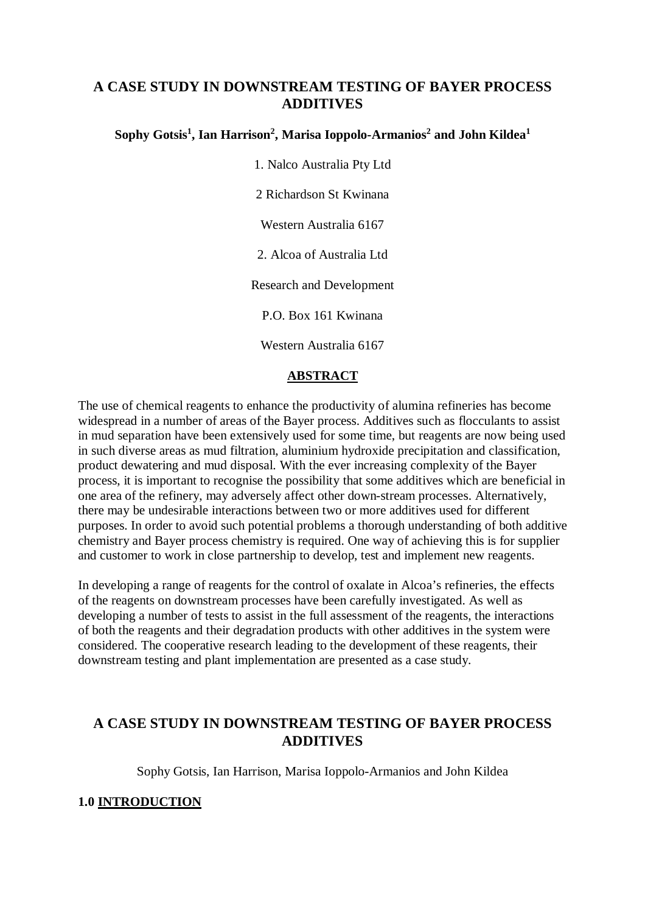# A CASE STUDY IN DOWNSTREAM TESTING OF BAYER PROCESS ADDITIVES

**Sophy Gotsis[1], Ian Harrison[2], Marisa Ioppolo-Armanios[2] and John Kildea[1]**

1. Nalco Australia Pty Ltd

2 Richardson St Kwinana

Western Australia 6167

2. Alcoa of Australia Ltd

Research and Development

P.O. Box 161 Kwinana

Western Australia 6167

## ABSTRACT

The use of chemical reagents to enhance the productivity of alumina refineries has become widespread in a number of areas of the Bayer process. Additives such as flocculants to assist in mud separation have been extensively used for some time, but reagents are now being used in such diverse areas as mud filtration, aluminium hydroxide precipitation and classification, product dewatering and mud disposal. With the ever increasing complexity of the Bayer process, it is important to recognise the possibility that some additives which are beneficial in one area of the refinery, may adversely affect other down-stream processes. Alternatively, there may be undesirable interactions between two or more additives used for different purposes. In order to avoid such potential problems a thorough understanding of both additive chemistry and Bayer process chemistry is required. One way of achieving this is for supplier and customer to work in close partnership to develop, test and implement new reagents.

In developing a range of reagents for the control of oxalate in Alcoa's refineries, the effects of the reagents on downstream processes have been carefully investigated. As well as developing a number of tests to assist in the full assessment of the reagents, the interactions of both the reagents and their degradation products with other additives in the system were considered. The cooperative research leading to the development of these reagents, their downstream testing and plant implementation are presented as a case study.

# A CASE STUDY IN DOWNSTREAM TESTING OF BAYER PROCESS ADDITIVES

Sophy Gotsis, Ian Harrison, Marisa Ioppolo-Armanios and John Kildea

## 1.0 INTRODUCTION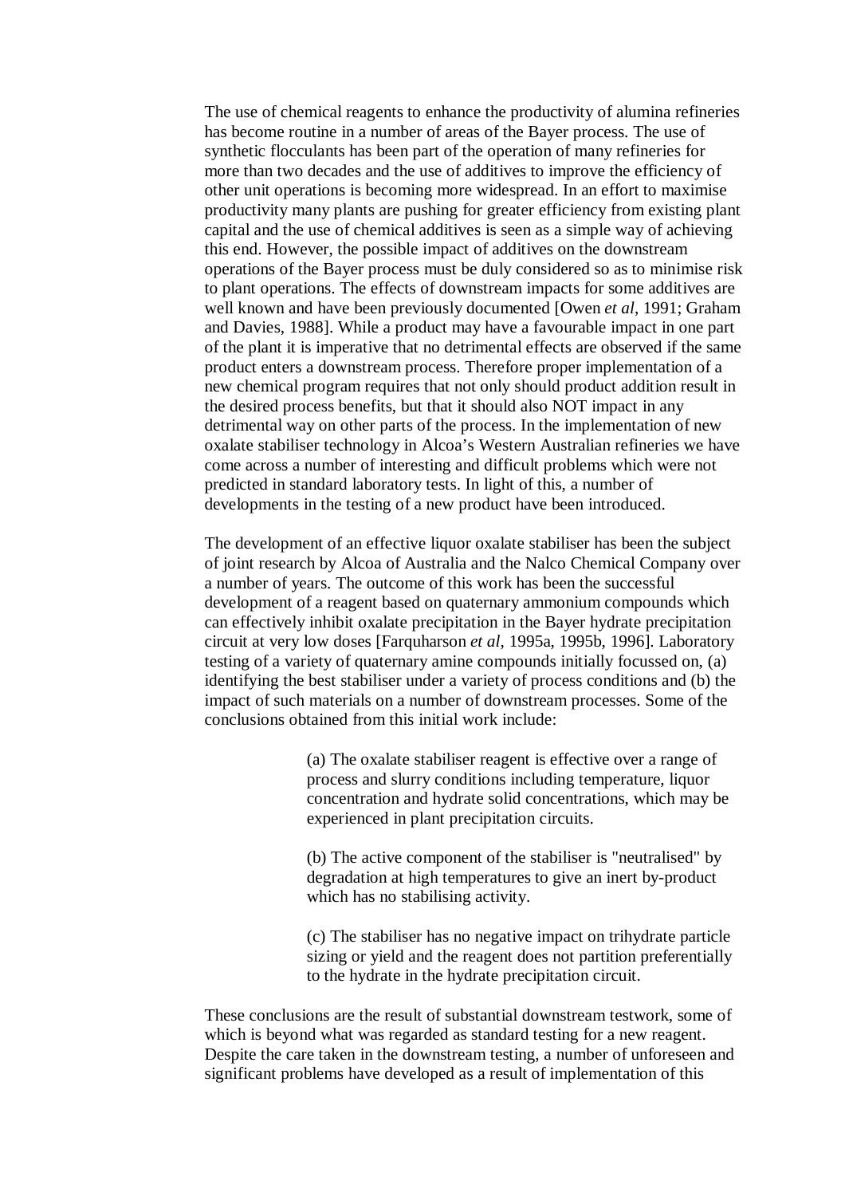The use of chemical reagents to enhance the productivity of alumina refineries has become routine in a number of areas of the Bayer process. The use of synthetic flocculants has been part of the operation of many refineries for more than two decades and the use of additives to improve the efficiency of other unit operations is becoming more widespread. In an effort to maximise productivity many plants are pushing for greater efficiency from existing plant capital and the use of chemical additives is seen as a simple way of achieving this end. However, the possible impact of additives on the downstream operations of the Bayer process must be duly considered so as to minimise risk to plant operations. The effects of downstream impacts for some additives are well known and have been previously documented [Owen *et al*, 1991; Graham and Davies, 1988]. While a product may have a favourable impact in one part of the plant it is imperative that no detrimental effects are observed if the same product enters a downstream process. Therefore proper implementation of a new chemical program requires that not only should product addition result in the desired process benefits, but that it should also NOT impact in any detrimental way on other parts of the process. In the implementation of new oxalate stabiliser technology in Alcoa's Western Australian refineries we have come across a number of interesting and difficult problems which were not predicted in standard laboratory tests. In light of this, a number of developments in the testing of a new product have been introduced.

The development of an effective liquor oxalate stabiliser has been the subject of joint research by Alcoa of Australia and the Nalco Chemical Company over a number of years. The outcome of this work has been the successful development of a reagent based on quaternary ammonium compounds which can effectively inhibit oxalate precipitation in the Bayer hydrate precipitation circuit at very low doses [Farquharson *et al*, 1995a, 1995b, 1996]. Laboratory testing of a variety of quaternary amine compounds initially focussed on, (a) identifying the best stabiliser under a variety of process conditions and (b) the impact of such materials on a number of downstream processes. Some of the conclusions obtained from this initial work include:

> (a) The oxalate stabiliser reagent is effective over a range of process and slurry conditions including temperature, liquor concentration and hydrate solid concentrations, which may be experienced in plant precipitation circuits.
>
> (b) The active component of the stabiliser is "neutralised" by degradation at high temperatures to give an inert by-product which has no stabilising activity.
>
> (c) The stabiliser has no negative impact on trihydrate particle sizing or yield and the reagent does not partition preferentially to the hydrate in the hydrate precipitation circuit.

These conclusions are the result of substantial downstream testwork, some of which is beyond what was regarded as standard testing for a new reagent. Despite the care taken in the downstream testing, a number of unforeseen and significant problems have developed as a result of implementation of this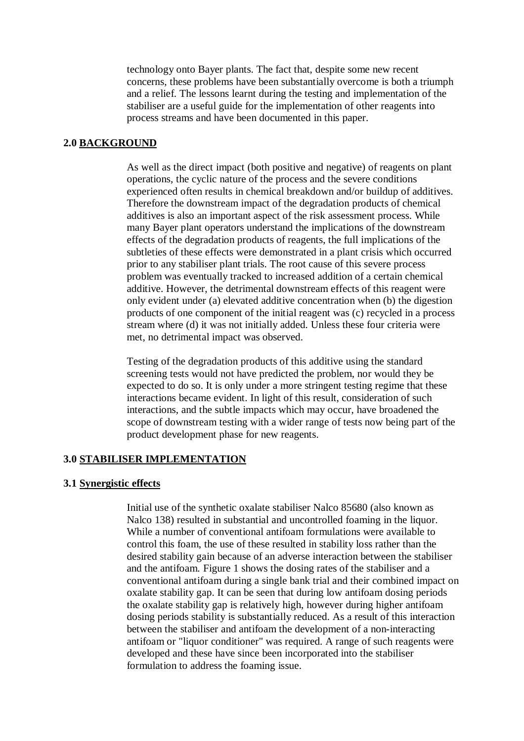technology onto Bayer plants. The fact that, despite some new recent concerns, these problems have been substantially overcome is both a triumph and a relief. The lessons learnt during the testing and implementation of the stabiliser are a useful guide for the implementation of other reagents into process streams and have been documented in this paper.

## 2.0 BACKGROUND

As well as the direct impact (both positive and negative) of reagents on plant operations, the cyclic nature of the process and the severe conditions experienced often results in chemical breakdown and/or buildup of additives. Therefore the downstream impact of the degradation products of chemical additives is also an important aspect of the risk assessment process. While many Bayer plant operators understand the implications of the downstream effects of the degradation products of reagents, the full implications of the subtleties of these effects were demonstrated in a plant crisis which occurred prior to any stabiliser plant trials. The root cause of this severe process problem was eventually tracked to increased addition of a certain chemical additive. However, the detrimental downstream effects of this reagent were only evident under (a) elevated additive concentration when (b) the digestion products of one component of the initial reagent was (c) recycled in a process stream where (d) it was not initially added. Unless these four criteria were met, no detrimental impact was observed.

Testing of the degradation products of this additive using the standard screening tests would not have predicted the problem, nor would they be expected to do so. It is only under a more stringent testing regime that these interactions became evident. In light of this result, consideration of such interactions, and the subtle impacts which may occur, have broadened the scope of downstream testing with a wider range of tests now being part of the product development phase for new reagents.

## 3.0 STABILISER IMPLEMENTATION

### 3.1 Synergistic effects

Initial use of the synthetic oxalate stabiliser Nalco 85680 (also known as Nalco 138) resulted in substantial and uncontrolled foaming in the liquor. While a number of conventional antifoam formulations were available to control this foam, the use of these resulted in stability loss rather than the desired stability gain because of an adverse interaction between the stabiliser and the antifoam. Figure 1 shows the dosing rates of the stabiliser and a conventional antifoam during a single bank trial and their combined impact on oxalate stability gap. It can be seen that during low antifoam dosing periods the oxalate stability gap is relatively high, however during higher antifoam dosing periods stability is substantially reduced. As a result of this interaction between the stabiliser and antifoam the development of a non-interacting antifoam or "liquor conditioner" was required. A range of such reagents were developed and these have since been incorporated into the stabiliser formulation to address the foaming issue.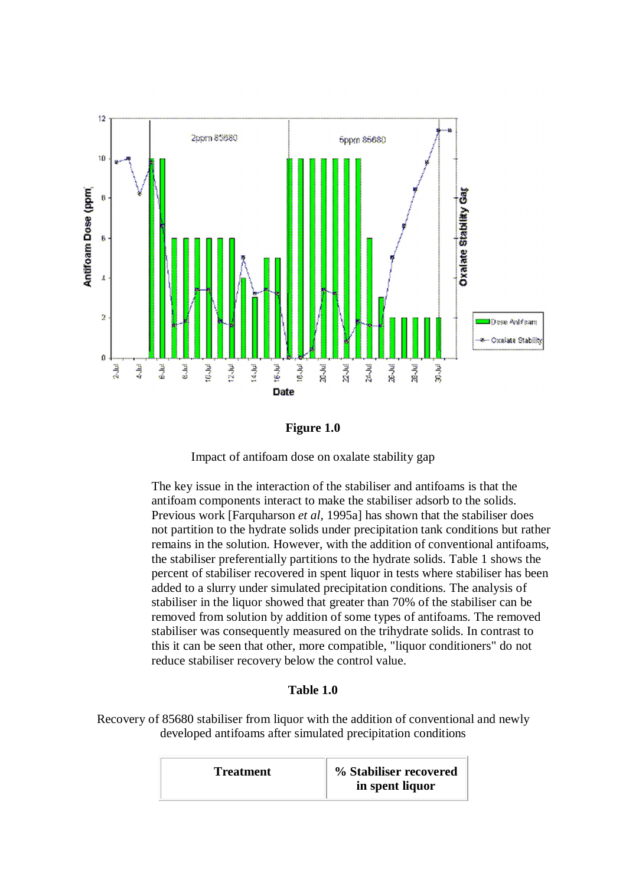**Figure 1.0**

Impact of antifoam dose on oxalate stability gap

The key issue in the interaction of the stabiliser and antifoams is that the antifoam components interact to make the stabiliser adsorb to the solids. Previous work [Farquharson *et al*, 1995a] has shown that the stabiliser does not partition to the hydrate solids under precipitation tank conditions but rather remains in the solution. However, with the addition of conventional antifoams, the stabiliser preferentially partitions to the hydrate solids. Table 1 shows the percent of stabiliser recovered in spent liquor in tests where stabiliser has been added to a slurry under simulated precipitation conditions. The analysis of stabiliser in the liquor showed that greater than 70% of the stabiliser can be removed from solution by addition of some types of antifoams. The removed stabiliser was consequently measured on the trihydrate solids. In contrast to this it can be seen that other, more compatible, "liquor conditioners" do not reduce stabiliser recovery below the control value.

**Table 1.0**

Recovery of 85680 stabiliser from liquor with the addition of conventional and newly developed antifoams after simulated precipitation conditions

| Treatment | % Stabiliser recovered in spent liquor |
|---|---|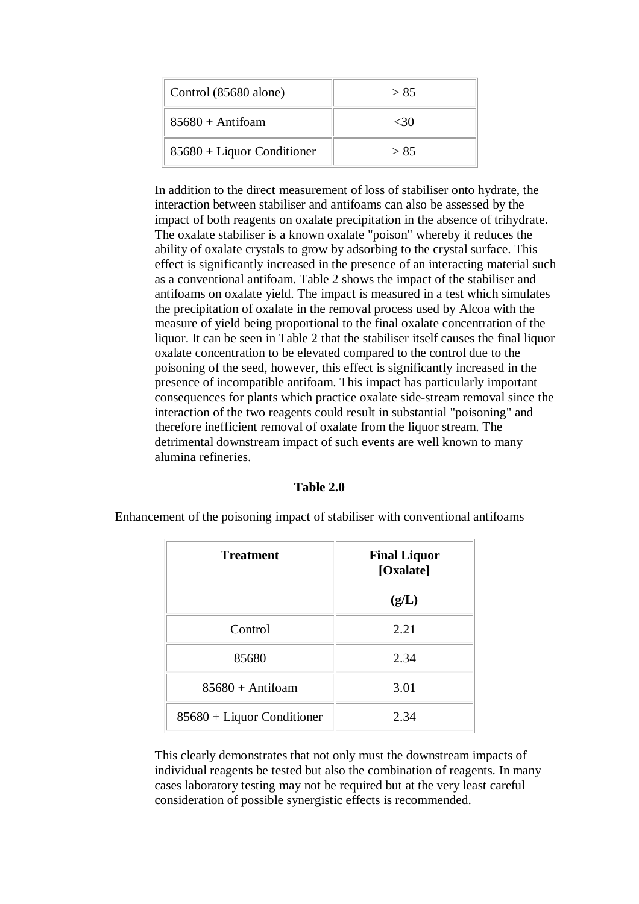| Control (85680 alone) | > 85 |
|---|---|
| 85680 + Antifoam | <30 |
| 85680 + Liquor Conditioner | > 85 |

In addition to the direct measurement of loss of stabiliser onto hydrate, the interaction between stabiliser and antifoams can also be assessed by the impact of both reagents on oxalate precipitation in the absence of trihydrate. The oxalate stabiliser is a known oxalate "poison" whereby it reduces the ability of oxalate crystals to grow by adsorbing to the crystal surface. This effect is significantly increased in the presence of an interacting material such as a conventional antifoam. Table 2 shows the impact of the stabiliser and antifoams on oxalate yield. The impact is measured in a test which simulates the precipitation of oxalate in the removal process used by Alcoa with the measure of yield being proportional to the final oxalate concentration of the liquor. It can be seen in Table 2 that the stabiliser itself causes the final liquor oxalate concentration to be elevated compared to the control due to the poisoning of the seed, however, this effect is significantly increased in the presence of incompatible antifoam. This impact has particularly important consequences for plants which practice oxalate side-stream removal since the interaction of the two reagents could result in substantial "poisoning" and therefore inefficient removal of oxalate from the liquor stream. The detrimental downstream impact of such events are well known to many alumina refineries.

**Table 2.0**

Enhancement of the poisoning impact of stabiliser with conventional antifoams

| **Treatment** | **Final Liquor [Oxalate] (g/L)** |
|---|---|
| Control | 2.21 |
| 85680 | 2.34 |
| 85680 + Antifoam | 3.01 |
| 85680 + Liquor Conditioner | 2.34 |

This clearly demonstrates that not only must the downstream impacts of individual reagents be tested but also the combination of reagents. In many cases laboratory testing may not be required but at the very least careful consideration of possible synergistic effects is recommended.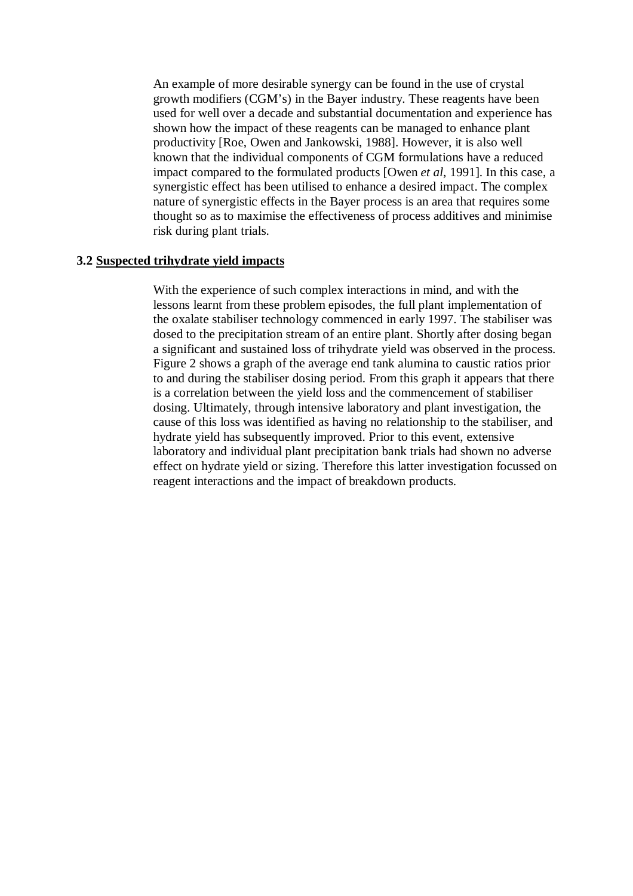An example of more desirable synergy can be found in the use of crystal growth modifiers (CGM's) in the Bayer industry. These reagents have been used for well over a decade and substantial documentation and experience has shown how the impact of these reagents can be managed to enhance plant productivity [Roe, Owen and Jankowski, 1988]. However, it is also well known that the individual components of CGM formulations have a reduced impact compared to the formulated products [Owen *et al*, 1991]. In this case, a synergistic effect has been utilised to enhance a desired impact. The complex nature of synergistic effects in the Bayer process is an area that requires some thought so as to maximise the effectiveness of process additives and minimise risk during plant trials.

### 3.2 Suspected trihydrate yield impacts

With the experience of such complex interactions in mind, and with the lessons learnt from these problem episodes, the full plant implementation of the oxalate stabiliser technology commenced in early 1997. The stabiliser was dosed to the precipitation stream of an entire plant. Shortly after dosing began a significant and sustained loss of trihydrate yield was observed in the process. Figure 2 shows a graph of the average end tank alumina to caustic ratios prior to and during the stabiliser dosing period. From this graph it appears that there is a correlation between the yield loss and the commencement of stabiliser dosing. Ultimately, through intensive laboratory and plant investigation, the cause of this loss was identified as having no relationship to the stabiliser, and hydrate yield has subsequently improved. Prior to this event, extensive laboratory and individual plant precipitation bank trials had shown no adverse effect on hydrate yield or sizing. Therefore this latter investigation focussed on reagent interactions and the impact of breakdown products.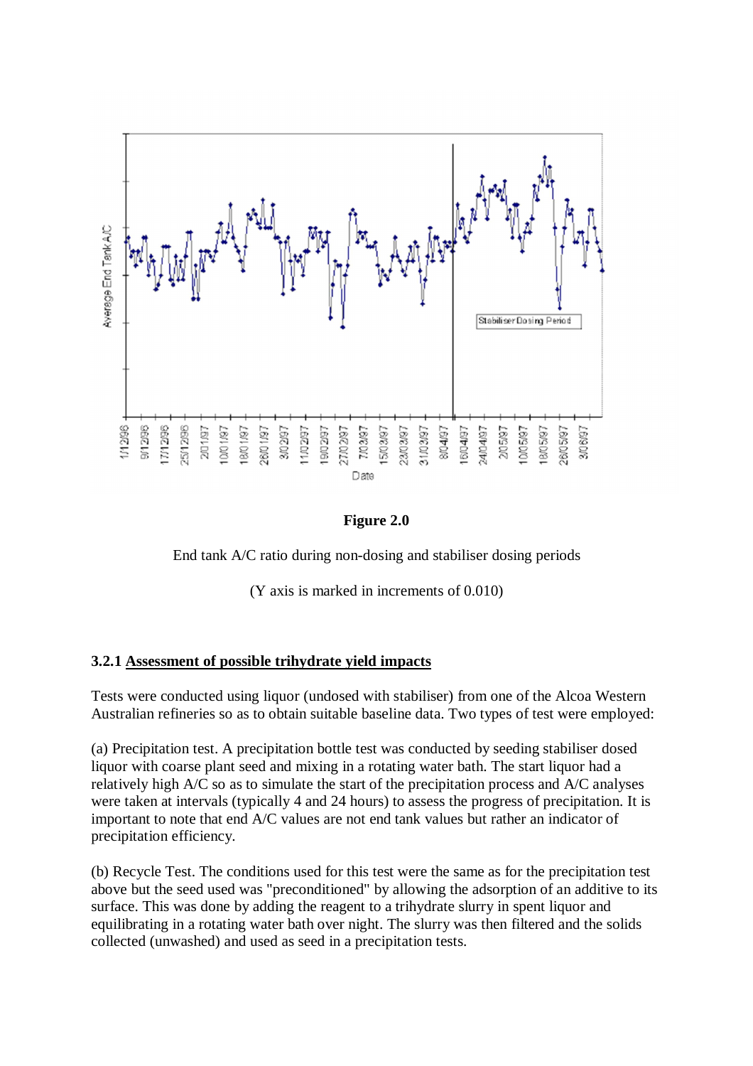**Figure 2.0**

End tank A/C ratio during non-dosing and stabiliser dosing periods

(Y axis is marked in increments of 0.010)

### 3.2.1 Assessment of possible trihydrate yield impacts

Tests were conducted using liquor (undosed with stabiliser) from one of the Alcoa Western Australian refineries so as to obtain suitable baseline data. Two types of test were employed:

(a) Precipitation test. A precipitation bottle test was conducted by seeding stabiliser dosed liquor with coarse plant seed and mixing in a rotating water bath. The start liquor had a relatively high A/C so as to simulate the start of the precipitation process and A/C analyses were taken at intervals (typically 4 and 24 hours) to assess the progress of precipitation. It is important to note that end A/C values are not end tank values but rather an indicator of precipitation efficiency.

(b) Recycle Test. The conditions used for this test were the same as for the precipitation test above but the seed used was "preconditioned" by allowing the adsorption of an additive to its surface. This was done by adding the reagent to a trihydrate slurry in spent liquor and equilibrating in a rotating water bath over night. The slurry was then filtered and the solids collected (unwashed) and used as seed in a precipitation tests.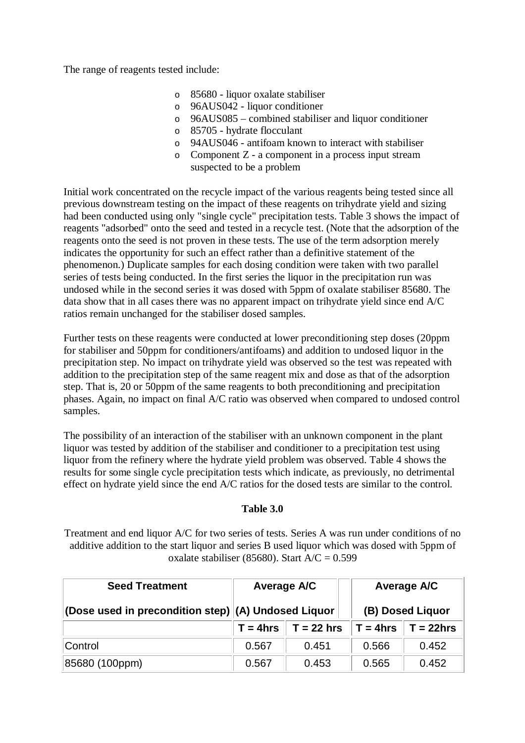The range of reagents tested include:

- 85680 - liquor oxalate stabiliser
- 96AUS042 - liquor conditioner
- 96AUS085 – combined stabiliser and liquor conditioner
- 85705 - hydrate flocculant
- 94AUS046 - antifoam known to interact with stabiliser
- Component Z - a component in a process input stream suspected to be a problem

Initial work concentrated on the recycle impact of the various reagents being tested since all previous downstream testing on the impact of these reagents on trihydrate yield and sizing had been conducted using only "single cycle" precipitation tests. Table 3 shows the impact of reagents "adsorbed" onto the seed and tested in a recycle test. (Note that the adsorption of the reagents onto the seed is not proven in these tests. The use of the term adsorption merely indicates the opportunity for such an effect rather than a definitive statement of the phenomenon.) Duplicate samples for each dosing condition were taken with two parallel series of tests being conducted. In the first series the liquor in the precipitation run was undosed while in the second series it was dosed with 5ppm of oxalate stabiliser 85680. The data show that in all cases there was no apparent impact on trihydrate yield since end A/C ratios remain unchanged for the stabiliser dosed samples.

Further tests on these reagents were conducted at lower preconditioning step doses (20ppm for stabiliser and 50ppm for conditioners/antifoams) and addition to undosed liquor in the precipitation step. No impact on trihydrate yield was observed so the test was repeated with addition to the precipitation step of the same reagent mix and dose as that of the adsorption step. That is, 20 or 50ppm of the same reagents to both preconditioning and precipitation phases. Again, no impact on final A/C ratio was observed when compared to undosed control samples.

The possibility of an interaction of the stabiliser with an unknown component in the plant liquor was tested by addition of the stabiliser and conditioner to a precipitation test using liquor from the refinery where the hydrate yield problem was observed. Table 4 shows the results for some single cycle precipitation tests which indicate, as previously, no detrimental effect on hydrate yield since the end A/C ratios for the dosed tests are similar to the control.

**Table 3.0**

Treatment and end liquor A/C for two series of tests. Series A was run under conditions of no additive addition to the start liquor and series B used liquor which was dosed with 5ppm of oxalate stabiliser (85680). Start A/C = 0.599

| Seed Treatment (Dose used in precondition step) | Average A/C (A) Undosed Liquor | | Average A/C (B) Dosed Liquor | |
|---|---|---|---|---|
| | T = 4hrs | T = 22 hrs | T = 4hrs | T = 22hrs |
| Control | 0.567 | 0.451 | 0.566 | 0.452 |
| 85680 (100ppm) | 0.567 | 0.453 | 0.565 | 0.452 |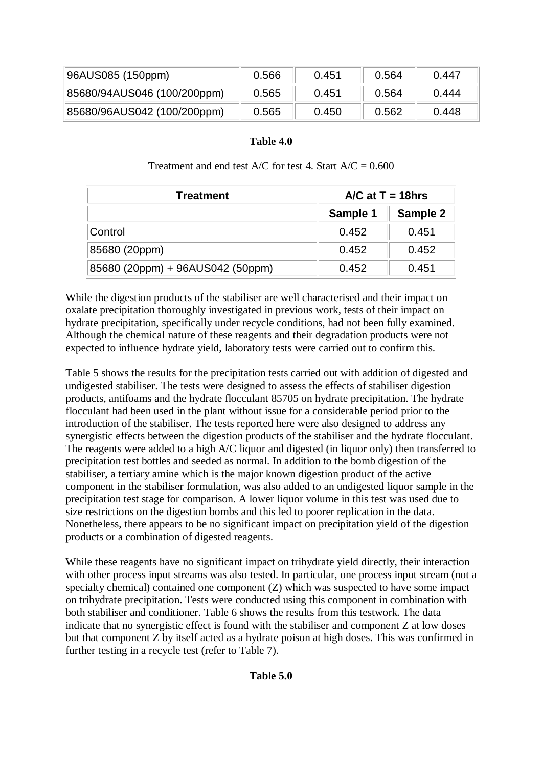| 96AUS085 (150ppm) | 0.566 | 0.451 | 0.564 | 0.447 |
|---|---|---|---|---|
| 85680/94AUS046 (100/200ppm) | 0.565 | 0.451 | 0.564 | 0.444 |
| 85680/96AUS042 (100/200ppm) | 0.565 | 0.450 | 0.562 | 0.448 |

**Table 4.0**

Treatment and end test A/C for test 4. Start A/C = 0.600

| Treatment | A/C at T = 18hrs | |
|---|---|---|
| | Sample 1 | Sample 2 |
| Control | 0.452 | 0.451 |
| 85680 (20ppm) | 0.452 | 0.452 |
| 85680 (20ppm) + 96AUS042 (50ppm) | 0.452 | 0.451 |

While the digestion products of the stabiliser are well characterised and their impact on oxalate precipitation thoroughly investigated in previous work, tests of their impact on hydrate precipitation, specifically under recycle conditions, had not been fully examined. Although the chemical nature of these reagents and their degradation products were not expected to influence hydrate yield, laboratory tests were carried out to confirm this.

Table 5 shows the results for the precipitation tests carried out with addition of digested and undigested stabiliser. The tests were designed to assess the effects of stabiliser digestion products, antifoams and the hydrate flocculant 85705 on hydrate precipitation. The hydrate flocculant had been used in the plant without issue for a considerable period prior to the introduction of the stabiliser. The tests reported here were also designed to address any synergistic effects between the digestion products of the stabiliser and the hydrate flocculant. The reagents were added to a high A/C liquor and digested (in liquor only) then transferred to precipitation test bottles and seeded as normal. In addition to the bomb digestion of the stabiliser, a tertiary amine which is the major known digestion product of the active component in the stabiliser formulation, was also added to an undigested liquor sample in the precipitation test stage for comparison. A lower liquor volume in this test was used due to size restrictions on the digestion bombs and this led to poorer replication in the data. Nonetheless, there appears to be no significant impact on precipitation yield of the digestion products or a combination of digested reagents.

While these reagents have no significant impact on trihydrate yield directly, their interaction with other process input streams was also tested. In particular, one process input stream (not a specialty chemical) contained one component (Z) which was suspected to have some impact on trihydrate precipitation. Tests were conducted using this component in combination with both stabiliser and conditioner. Table 6 shows the results from this testwork. The data indicate that no synergistic effect is found with the stabiliser and component Z at low doses but that component Z by itself acted as a hydrate poison at high doses. This was confirmed in further testing in a recycle test (refer to Table 7).

**Table 5.0**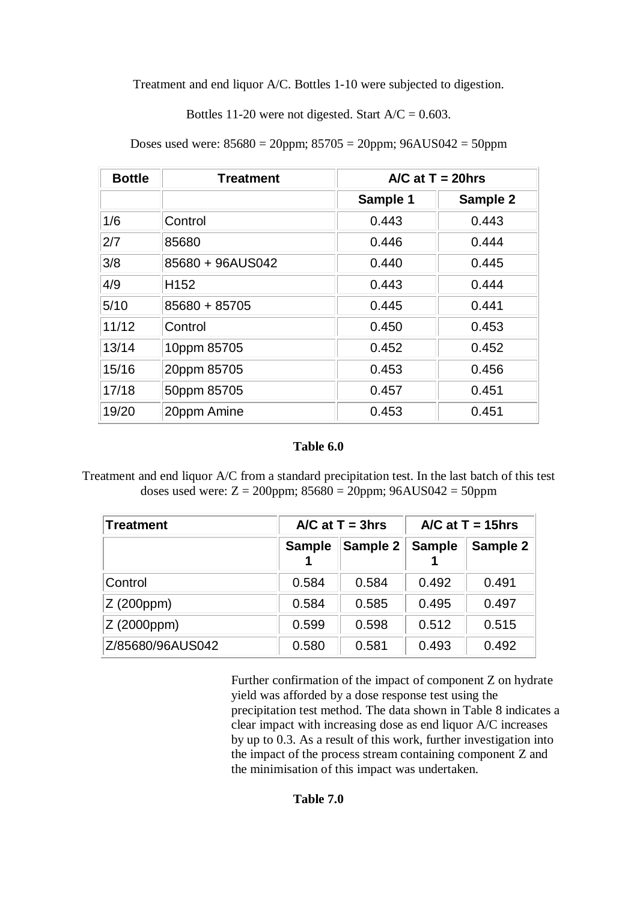Treatment and end liquor A/C. Bottles 1-10 were subjected to digestion.

Bottles 11-20 were not digested. Start A/C = 0.603.

Doses used were: 85680 = 20ppm; 85705 = 20ppm; 96AUS042 = 50ppm

| Bottle | Treatment | A/C at T = 20hrs | |
|---|---|---|---|
| | | Sample 1 | Sample 2 |
| 1/6 | Control | 0.443 | 0.443 |
| 2/7 | 85680 | 0.446 | 0.444 |
| 3/8 | 85680 + 96AUS042 | 0.440 | 0.445 |
| 4/9 | H152 | 0.443 | 0.444 |
| 5/10 | 85680 + 85705 | 0.445 | 0.441 |
| 11/12 | Control | 0.450 | 0.453 |
| 13/14 | 10ppm 85705 | 0.452 | 0.452 |
| 15/16 | 20ppm 85705 | 0.453 | 0.456 |
| 17/18 | 50ppm 85705 | 0.457 | 0.451 |
| 19/20 | 20ppm Amine | 0.453 | 0.451 |

**Table 6.0**

Treatment and end liquor A/C from a standard precipitation test. In the last batch of this test doses used were: Z = 200ppm; 85680 = 20ppm; 96AUS042 = 50ppm

| Treatment | A/C at T = 3hrs | | A/C at T = 15hrs | |
|---|---|---|---|---|
| | Sample 1 | Sample 2 | Sample 1 | Sample 2 |
| Control | 0.584 | 0.584 | 0.492 | 0.491 |
| Z (200ppm) | 0.584 | 0.585 | 0.495 | 0.497 |
| Z (2000ppm) | 0.599 | 0.598 | 0.512 | 0.515 |
| Z/85680/96AUS042 | 0.580 | 0.581 | 0.493 | 0.492 |

Further confirmation of the impact of component Z on hydrate yield was afforded by a dose response test using the precipitation test method. The data shown in Table 8 indicates a clear impact with increasing dose as end liquor A/C increases by up to 0.3. As a result of this work, further investigation into the impact of the process stream containing component Z and the minimisation of this impact was undertaken.

**Table 7.0**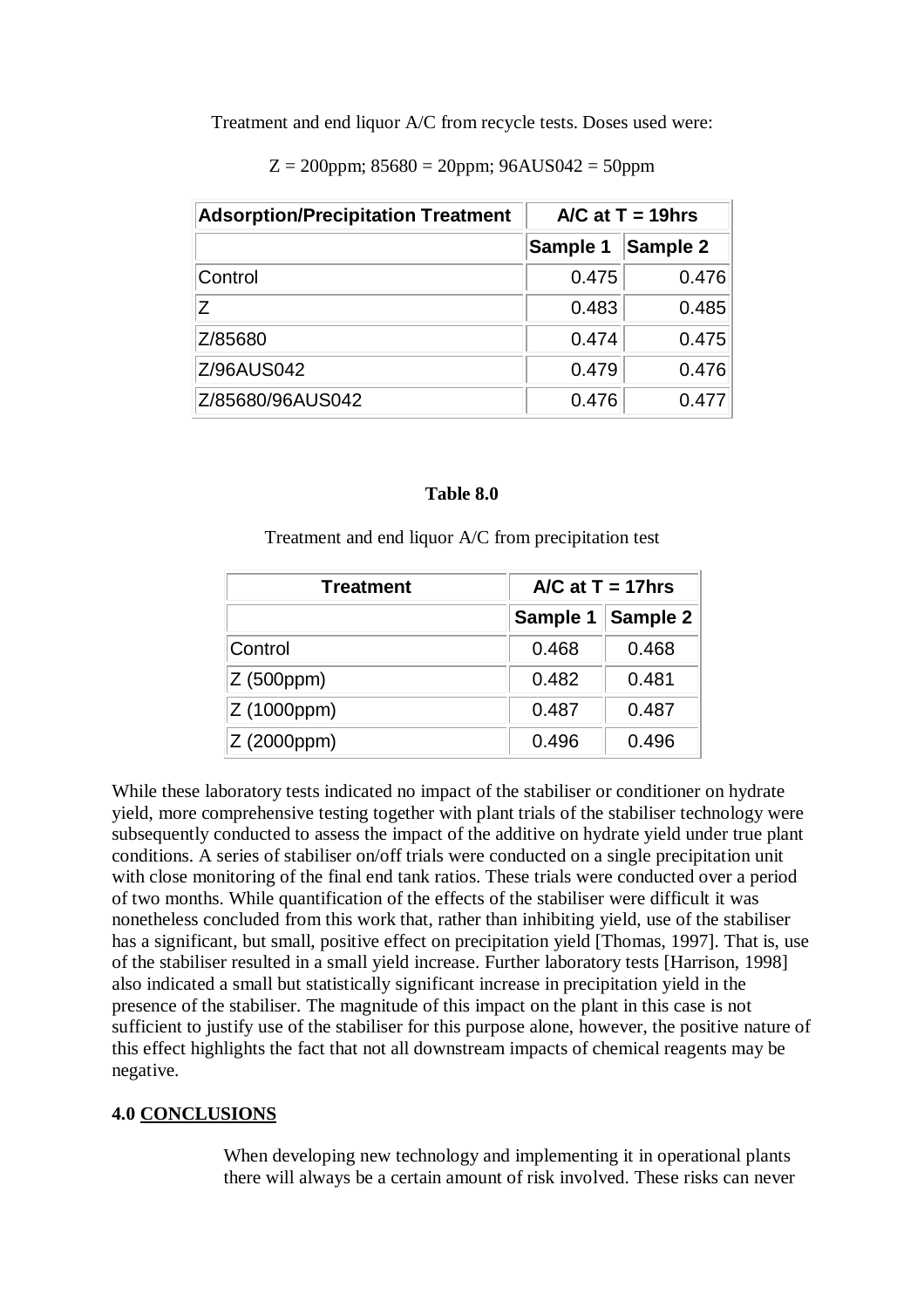Treatment and end liquor A/C from recycle tests. Doses used were:

Z = 200ppm; 85680 = 20ppm; 96AUS042 = 50ppm

| Adsorption/Precipitation Treatment | A/C at T = 19hrs | |
|---|---|---|
| | Sample 1 | Sample 2 |
| Control | 0.475 | 0.476 |
| Z | 0.483 | 0.485 |
| Z/85680 | 0.474 | 0.475 |
| Z/96AUS042 | 0.479 | 0.476 |
| Z/85680/96AUS042 | 0.476 | 0.477 |

**Table 8.0**

Treatment and end liquor A/C from precipitation test

| Treatment | A/C at T = 17hrs | |
|---|---|---|
| | Sample 1 | Sample 2 |
| Control | 0.468 | 0.468 |
| Z (500ppm) | 0.482 | 0.481 |
| Z (1000ppm) | 0.487 | 0.487 |
| Z (2000ppm) | 0.496 | 0.496 |

While these laboratory tests indicated no impact of the stabiliser or conditioner on hydrate yield, more comprehensive testing together with plant trials of the stabiliser technology were subsequently conducted to assess the impact of the additive on hydrate yield under true plant conditions. A series of stabiliser on/off trials were conducted on a single precipitation unit with close monitoring of the final end tank ratios. These trials were conducted over a period of two months. While quantification of the effects of the stabiliser were difficult it was nonetheless concluded from this work that, rather than inhibiting yield, use of the stabiliser has a significant, but small, positive effect on precipitation yield [Thomas, 1997]. That is, use of the stabiliser resulted in a small yield increase. Further laboratory tests [Harrison, 1998] also indicated a small but statistically significant increase in precipitation yield in the presence of the stabiliser. The magnitude of this impact on the plant in this case is not sufficient to justify use of the stabiliser for this purpose alone, however, the positive nature of this effect highlights the fact that not all downstream impacts of chemical reagents may be negative.

## 4.0 CONCLUSIONS

When developing new technology and implementing it in operational plants there will always be a certain amount of risk involved. These risks can never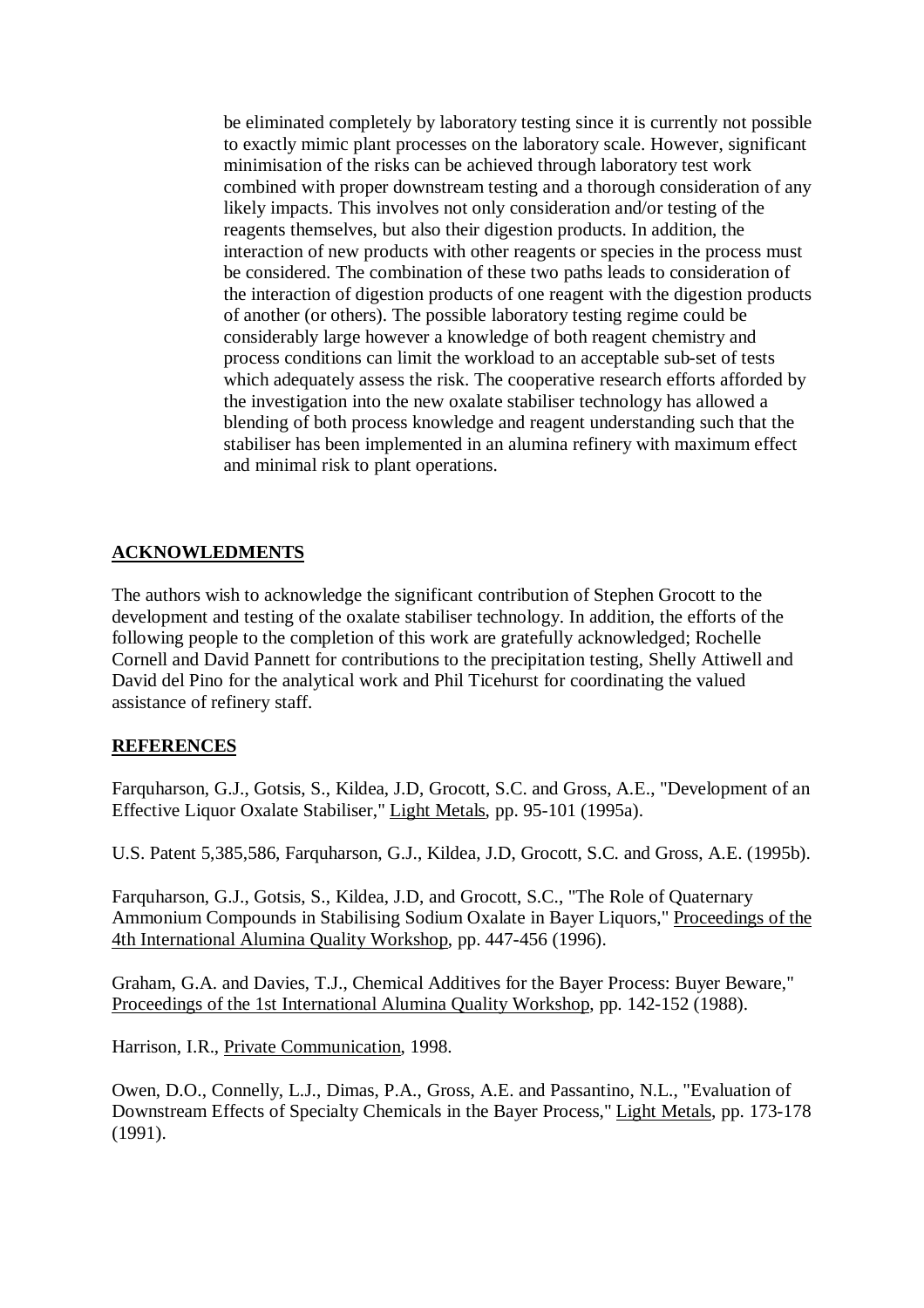be eliminated completely by laboratory testing since it is currently not possible to exactly mimic plant processes on the laboratory scale. However, significant minimisation of the risks can be achieved through laboratory test work combined with proper downstream testing and a thorough consideration of any likely impacts. This involves not only consideration and/or testing of the reagents themselves, but also their digestion products. In addition, the interaction of new products with other reagents or species in the process must be considered. The combination of these two paths leads to consideration of the interaction of digestion products of one reagent with the digestion products of another (or others). The possible laboratory testing regime could be considerably large however a knowledge of both reagent chemistry and process conditions can limit the workload to an acceptable sub-set of tests which adequately assess the risk. The cooperative research efforts afforded by the investigation into the new oxalate stabiliser technology has allowed a blending of both process knowledge and reagent understanding such that the stabiliser has been implemented in an alumina refinery with maximum effect and minimal risk to plant operations.

## ACKNOWLEDMENTS

The authors wish to acknowledge the significant contribution of Stephen Grocott to the development and testing of the oxalate stabiliser technology. In addition, the efforts of the following people to the completion of this work are gratefully acknowledged; Rochelle Cornell and David Pannett for contributions to the precipitation testing, Shelly Attiwell and David del Pino for the analytical work and Phil Ticehurst for coordinating the valued assistance of refinery staff.

## REFERENCES

Farquharson, G.J., Gotsis, S., Kildea, J.D, Grocott, S.C. and Gross, A.E., "Development of an Effective Liquor Oxalate Stabiliser," Light Metals, pp. 95-101 (1995a).

U.S. Patent 5,385,586, Farquharson, G.J., Kildea, J.D, Grocott, S.C. and Gross, A.E. (1995b).

Farquharson, G.J., Gotsis, S., Kildea, J.D, and Grocott, S.C., "The Role of Quaternary Ammonium Compounds in Stabilising Sodium Oxalate in Bayer Liquors," Proceedings of the 4th International Alumina Quality Workshop, pp. 447-456 (1996).

Graham, G.A. and Davies, T.J., Chemical Additives for the Bayer Process: Buyer Beware," Proceedings of the 1st International Alumina Quality Workshop, pp. 142-152 (1988).

Harrison, I.R., Private Communication, 1998.

Owen, D.O., Connelly, L.J., Dimas, P.A., Gross, A.E. and Passantino, N.L., "Evaluation of Downstream Effects of Specialty Chemicals in the Bayer Process," Light Metals, pp. 173-178 (1991).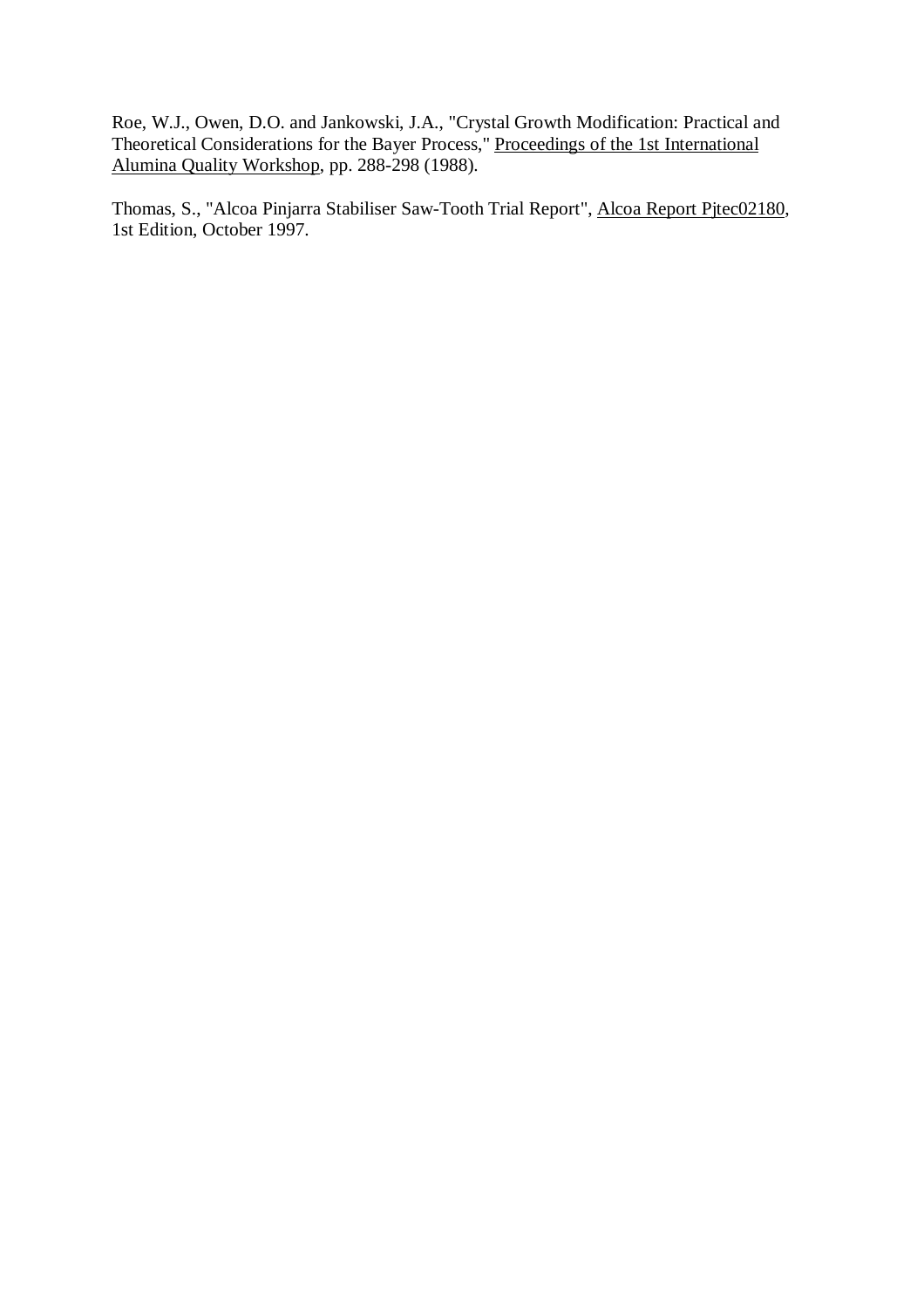Roe, W.J., Owen, D.O. and Jankowski, J.A., "Crystal Growth Modification: Practical and Theoretical Considerations for the Bayer Process," Proceedings of the 1st International Alumina Quality Workshop, pp. 288-298 (1988).

Thomas, S., "Alcoa Pinjarra Stabiliser Saw-Tooth Trial Report", Alcoa Report Pjtec02180, 1st Edition, October 1997.